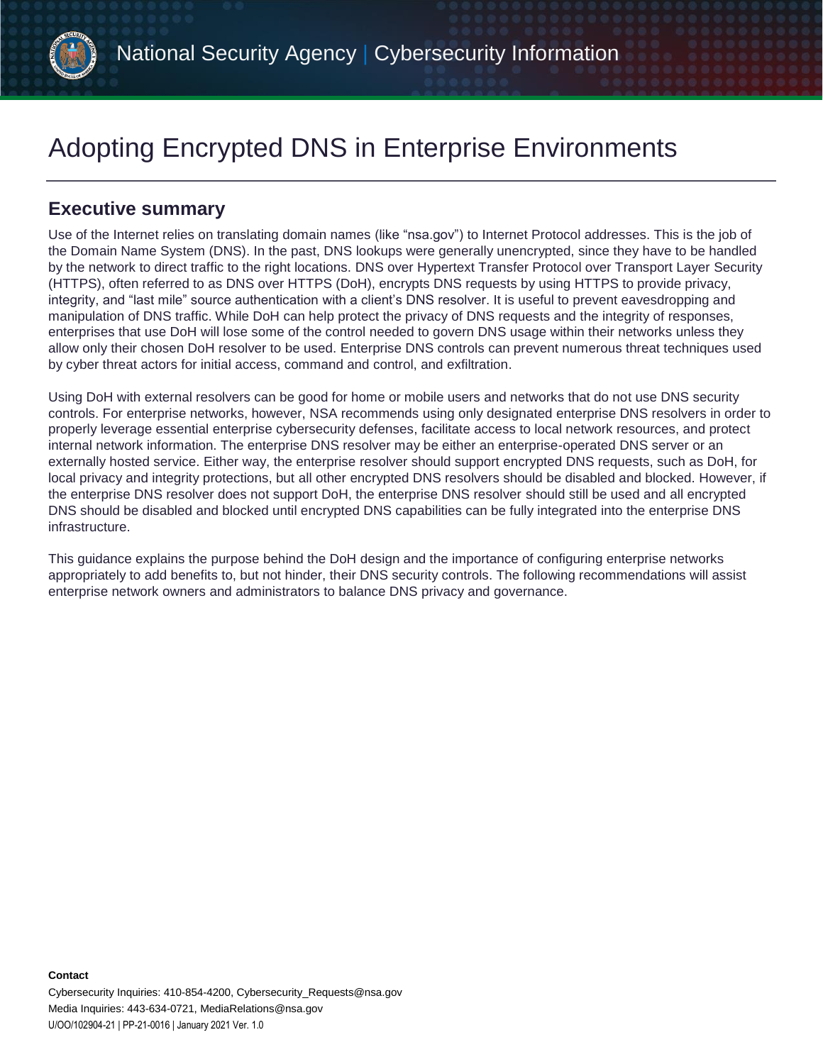National Security Agency | Cybersecurity Information

# Adopting Encrypted DNS in Enterprise Environments

## Executive summary

Use of the Internet relies on translating domain names (like "nsa.gov") to Internet Protocol addresses. This is the job of the Domain Name System (DNS). In the past, DNS lookups were generally unencrypted, since they have to be handled by the network to direct traffic to the right locations. DNS over Hypertext Transfer Protocol over Transport Layer Security (HTTPS), often referred to as DNS over HTTPS (DoH), encrypts DNS requests by using HTTPS to provide privacy, integrity, and "last mile" source authentication with a client's DNS resolver. It is useful to prevent eavesdropping and manipulation of DNS traffic. While DoH can help protect the privacy of DNS requests and the integrity of responses, enterprises that use DoH will lose some of the control needed to govern DNS usage within their networks unless they allow only their chosen DoH resolver to be used. Enterprise DNS controls can prevent numerous threat techniques used by cyber threat actors for initial access, command and control, and exfiltration.

Using DoH with external resolvers can be good for home or mobile users and networks that do not use DNS security controls. For enterprise networks, however, NSA recommends using only designated enterprise DNS resolvers in order to properly leverage essential enterprise cybersecurity defenses, facilitate access to local network resources, and protect internal network information. The enterprise DNS resolver may be either an enterprise-operated DNS server or an externally hosted service. Either way, the enterprise resolver should support encrypted DNS requests, such as DoH, for local privacy and integrity protections, but all other encrypted DNS resolvers should be disabled and blocked. However, if the enterprise DNS resolver does not support DoH, the enterprise DNS resolver should still be used and all encrypted DNS should be disabled and blocked until encrypted DNS capabilities can be fully integrated into the enterprise DNS infrastructure.

This guidance explains the purpose behind the DoH design and the importance of configuring enterprise networks appropriately to add benefits to, but not hinder, their DNS security controls. The following recommendations will assist enterprise network owners and administrators to balance DNS privacy and governance.

**Contact**

Cybersecurity Inquiries: 410-854-4200, Cybersecurity_Requests@nsa.gov

Media Inquiries: 443-634-0721, MediaRelations@nsa.gov

U/OO/102904-21 | PP-21-0016 | January 2021 Ver. 1.0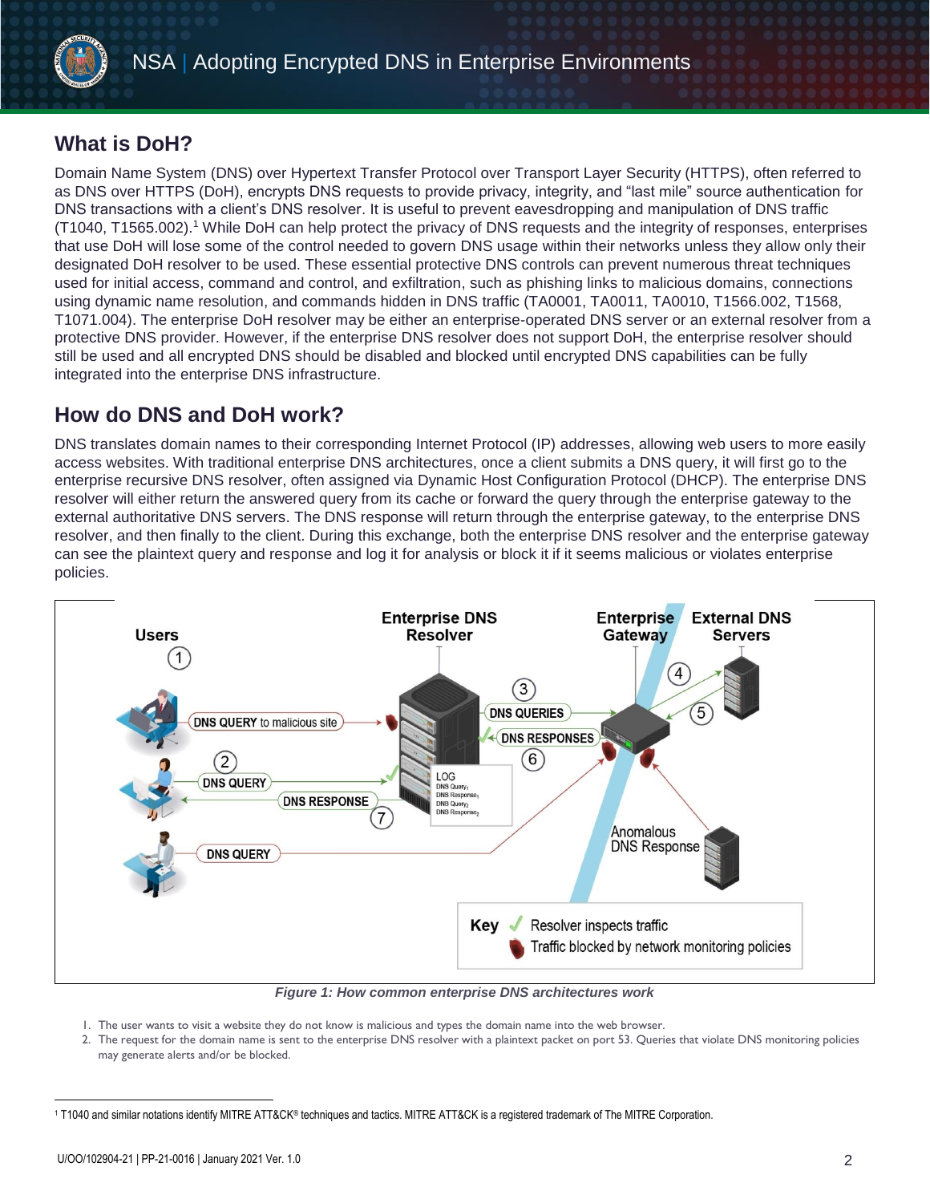## What is DoH?

Domain Name System (DNS) over Hypertext Transfer Protocol over Transport Layer Security (HTTPS), often referred to as DNS over HTTPS (DoH), encrypts DNS requests to provide privacy, integrity, and "last mile" source authentication for DNS transactions with a client's DNS resolver. It is useful to prevent eavesdropping and manipulation of DNS traffic (T1040, T1565.002).[1] While DoH can help protect the privacy of DNS requests and the integrity of responses, enterprises that use DoH will lose some of the control needed to govern DNS usage within their networks unless they allow only their designated DoH resolver to be used. These essential protective DNS controls can prevent numerous threat techniques used for initial access, command and control, and exfiltration, such as phishing links to malicious domains, connections using dynamic name resolution, and commands hidden in DNS traffic (TA0001, TA0011, TA0010, T1566.002, T1568, T1071.004). The enterprise DoH resolver may be either an enterprise-operated DNS server or an external resolver from a protective DNS provider. However, if the enterprise DNS resolver does not support DoH, the enterprise resolver should still be used and all encrypted DNS should be disabled and blocked until encrypted DNS capabilities can be fully integrated into the enterprise DNS infrastructure.

## How do DNS and DoH work?

DNS translates domain names to their corresponding Internet Protocol (IP) addresses, allowing web users to more easily access websites. With traditional enterprise DNS architectures, once a client submits a DNS query, it will first go to the enterprise recursive DNS resolver, often assigned via Dynamic Host Configuration Protocol (DHCP). The enterprise DNS resolver will either return the answered query from its cache or forward the query through the enterprise gateway to the external authoritative DNS servers. The DNS response will return through the enterprise gateway, to the enterprise DNS resolver, and then finally to the client. During this exchange, both the enterprise DNS resolver and the enterprise gateway can see the plaintext query and response and log it for analysis or block it if it seems malicious or violates enterprise policies.

*Figure 1: How common enterprise DNS architectures work*

1. The user wants to visit a website they do not know is malicious and types the domain name into the web browser.
2. The request for the domain name is sent to the enterprise DNS resolver with a plaintext packet on port 53. Queries that violate DNS monitoring policies may generate alerts and/or be blocked.

[1] T1040 and similar notations identify MITRE ATT&CK® techniques and tactics. MITRE ATT&CK is a registered trademark of The MITRE Corporation.

U/OO/102904-21 | PP-21-0016 | January 2021 Ver. 1.0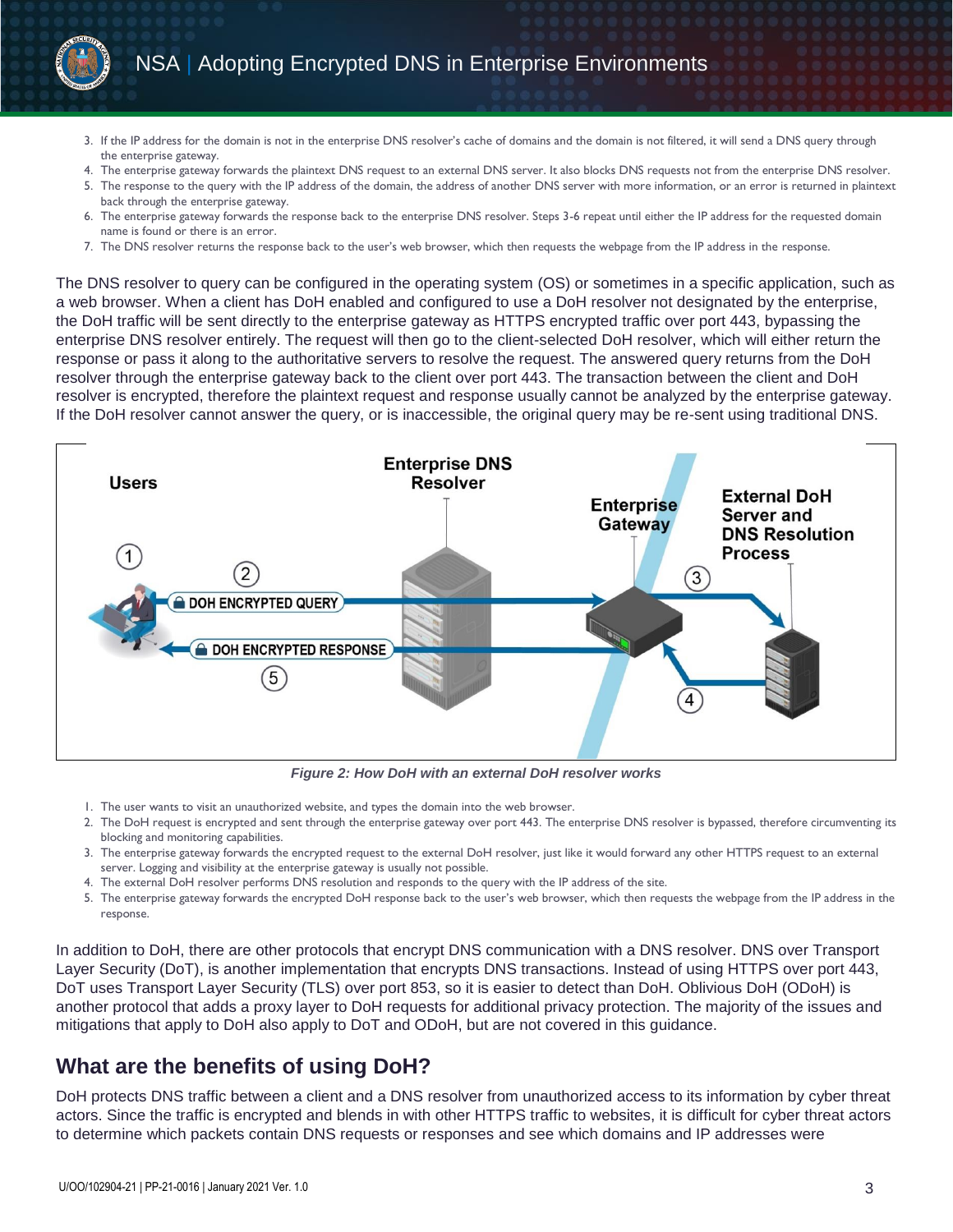3. If the IP address for the domain is not in the enterprise DNS resolver's cache of domains and the domain is not filtered, it will send a DNS query through the enterprise gateway.
4. The enterprise gateway forwards the plaintext DNS request to an external DNS server. It also blocks DNS requests not from the enterprise DNS resolver.
5. The response to the query with the IP address of the domain, the address of another DNS server with more information, or an error is returned in plaintext back through the enterprise gateway.
6. The enterprise gateway forwards the response back to the enterprise DNS resolver. Steps 3-6 repeat until either the IP address for the requested domain name is found or there is an error.
7. The DNS resolver returns the response back to the user's web browser, which then requests the webpage from the IP address in the response.

The DNS resolver to query can be configured in the operating system (OS) or sometimes in a specific application, such as a web browser. When a client has DoH enabled and configured to use a DoH resolver not designated by the enterprise, the DoH traffic will be sent directly to the enterprise gateway as HTTPS encrypted traffic over port 443, bypassing the enterprise DNS resolver entirely. The request will then go to the client-selected DoH resolver, which will either return the response or pass it along to the authoritative servers to resolve the request. The answered query returns from the DoH resolver through the enterprise gateway back to the client over port 443. The transaction between the client and DoH resolver is encrypted, therefore the plaintext request and response usually cannot be analyzed by the enterprise gateway. If the DoH resolver cannot answer the query, or is inaccessible, the original query may be re-sent using traditional DNS.

*Figure 2: How DoH with an external DoH resolver works*

1. The user wants to visit an unauthorized website, and types the domain into the web browser.
2. The DoH request is encrypted and sent through the enterprise gateway over port 443. The enterprise DNS resolver is bypassed, therefore circumventing its blocking and monitoring capabilities.
3. The enterprise gateway forwards the encrypted request to the external DoH resolver, just like it would forward any other HTTPS request to an external server. Logging and visibility at the enterprise gateway is usually not possible.
4. The external DoH resolver performs DNS resolution and responds to the query with the IP address of the site.
5. The enterprise gateway forwards the encrypted DoH response back to the user's web browser, which then requests the webpage from the IP address in the response.

In addition to DoH, there are other protocols that encrypt DNS communication with a DNS resolver. DNS over Transport Layer Security (DoT), is another implementation that encrypts DNS transactions. Instead of using HTTPS over port 443, DoT uses Transport Layer Security (TLS) over port 853, so it is easier to detect than DoH. Oblivious DoH (ODoH) is another protocol that adds a proxy layer to DoH requests for additional privacy protection. The majority of the issues and mitigations that apply to DoH also apply to DoT and ODoH, but are not covered in this guidance.

## What are the benefits of using DoH?

DoH protects DNS traffic between a client and a DNS resolver from unauthorized access to its information by cyber threat actors. Since the traffic is encrypted and blends in with other HTTPS traffic to websites, it is difficult for cyber threat actors to determine which packets contain DNS requests or responses and see which domains and IP addresses were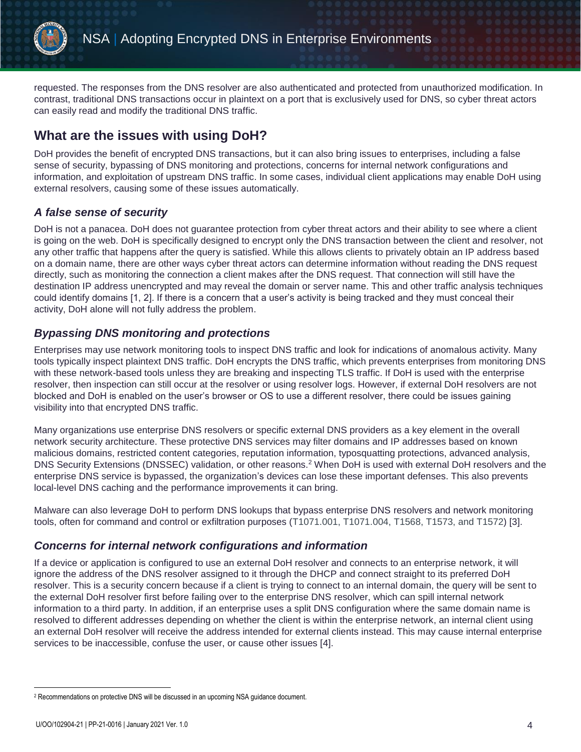requested. The responses from the DNS resolver are also authenticated and protected from unauthorized modification. In contrast, traditional DNS transactions occur in plaintext on a port that is exclusively used for DNS, so cyber threat actors can easily read and modify the traditional DNS traffic.

## What are the issues with using DoH?

DoH provides the benefit of encrypted DNS transactions, but it can also bring issues to enterprises, including a false sense of security, bypassing of DNS monitoring and protections, concerns for internal network configurations and information, and exploitation of upstream DNS traffic. In some cases, individual client applications may enable DoH using external resolvers, causing some of these issues automatically.

### *A false sense of security*

DoH is not a panacea. DoH does not guarantee protection from cyber threat actors and their ability to see where a client is going on the web. DoH is specifically designed to encrypt only the DNS transaction between the client and resolver, not any other traffic that happens after the query is satisfied. While this allows clients to privately obtain an IP address based on a domain name, there are other ways cyber threat actors can determine information without reading the DNS request directly, such as monitoring the connection a client makes after the DNS request. That connection will still have the destination IP address unencrypted and may reveal the domain or server name. This and other traffic analysis techniques could identify domains [1, 2]. If there is a concern that a user's activity is being tracked and they must conceal their activity, DoH alone will not fully address the problem.

### *Bypassing DNS monitoring and protections*

Enterprises may use network monitoring tools to inspect DNS traffic and look for indications of anomalous activity. Many tools typically inspect plaintext DNS traffic. DoH encrypts the DNS traffic, which prevents enterprises from monitoring DNS with these network-based tools unless they are breaking and inspecting TLS traffic. If DoH is used with the enterprise resolver, then inspection can still occur at the resolver or using resolver logs. However, if external DoH resolvers are not blocked and DoH is enabled on the user's browser or OS to use a different resolver, there could be issues gaining visibility into that encrypted DNS traffic.

Many organizations use enterprise DNS resolvers or specific external DNS providers as a key element in the overall network security architecture. These protective DNS services may filter domains and IP addresses based on known malicious domains, restricted content categories, reputation information, typosquatting protections, advanced analysis, DNS Security Extensions (DNSSEC) validation, or other reasons.[2] When DoH is used with external DoH resolvers and the enterprise DNS service is bypassed, the organization's devices can lose these important defenses. This also prevents local-level DNS caching and the performance improvements it can bring.

Malware can also leverage DoH to perform DNS lookups that bypass enterprise DNS resolvers and network monitoring tools, often for command and control or exfiltration purposes (T1071.001, T1071.004, T1568, T1573, and T1572) [3].

### *Concerns for internal network configurations and information*

If a device or application is configured to use an external DoH resolver and connects to an enterprise network, it will ignore the address of the DNS resolver assigned to it through the DHCP and connect straight to its preferred DoH resolver. This is a security concern because if a client is trying to connect to an internal domain, the query will be sent to the external DoH resolver first before failing over to the enterprise DNS resolver, which can spill internal network information to a third party. In addition, if an enterprise uses a split DNS configuration where the same domain name is resolved to different addresses depending on whether the client is within the enterprise network, an internal client using an external DoH resolver will receive the address intended for external clients instead. This may cause internal enterprise services to be inaccessible, confuse the user, or cause other issues [4].

[2] Recommendations on protective DNS will be discussed in an upcoming NSA guidance document.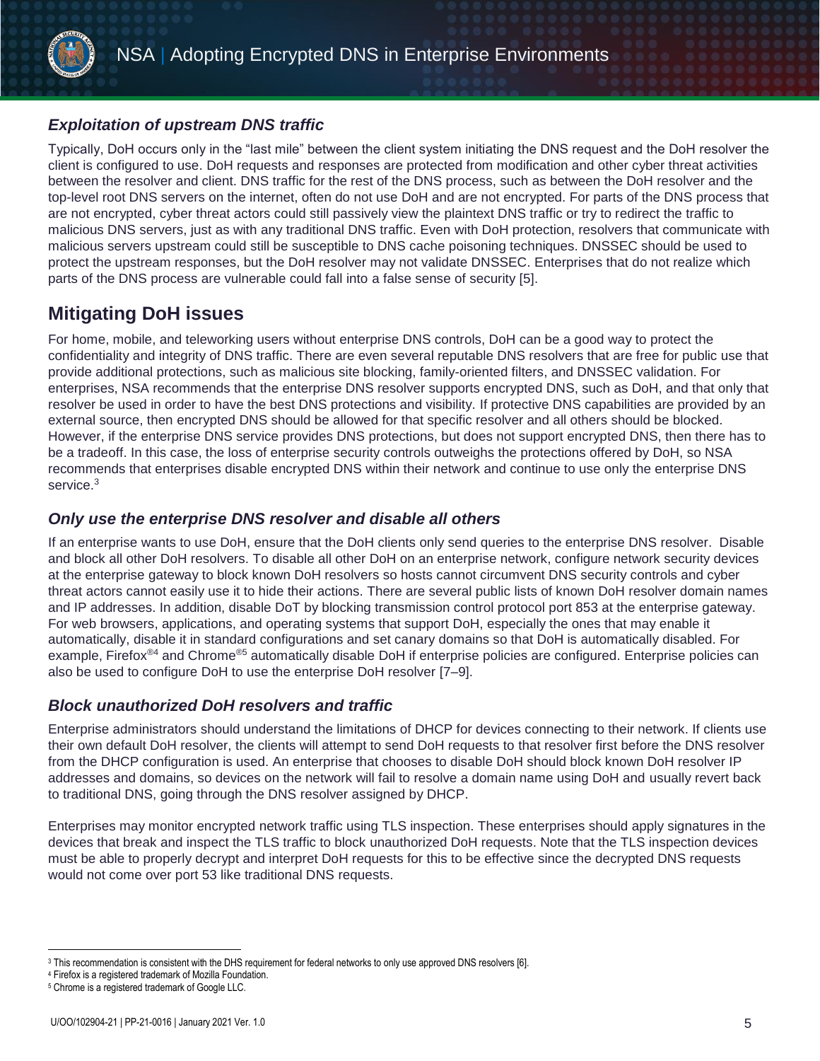### *Exploitation of upstream DNS traffic*

Typically, DoH occurs only in the "last mile" between the client system initiating the DNS request and the DoH resolver the client is configured to use. DoH requests and responses are protected from modification and other cyber threat activities between the resolver and client. DNS traffic for the rest of the DNS process, such as between the DoH resolver and the top-level root DNS servers on the internet, often do not use DoH and are not encrypted. For parts of the DNS process that are not encrypted, cyber threat actors could still passively view the plaintext DNS traffic or try to redirect the traffic to malicious DNS servers, just as with any traditional DNS traffic. Even with DoH protection, resolvers that communicate with malicious servers upstream could still be susceptible to DNS cache poisoning techniques. DNSSEC should be used to protect the upstream responses, but the DoH resolver may not validate DNSSEC. Enterprises that do not realize which parts of the DNS process are vulnerable could fall into a false sense of security [5].

## Mitigating DoH issues

For home, mobile, and teleworking users without enterprise DNS controls, DoH can be a good way to protect the confidentiality and integrity of DNS traffic. There are even several reputable DNS resolvers that are free for public use that provide additional protections, such as malicious site blocking, family-oriented filters, and DNSSEC validation. For enterprises, NSA recommends that the enterprise DNS resolver supports encrypted DNS, such as DoH, and that only that resolver be used in order to have the best DNS protections and visibility. If protective DNS capabilities are provided by an external source, then encrypted DNS should be allowed for that specific resolver and all others should be blocked. However, if the enterprise DNS service provides DNS protections, but does not support encrypted DNS, then there has to be a tradeoff. In this case, the loss of enterprise security controls outweighs the protections offered by DoH, so NSA recommends that enterprises disable encrypted DNS within their network and continue to use only the enterprise DNS service.[3]

### *Only use the enterprise DNS resolver and disable all others*

If an enterprise wants to use DoH, ensure that the DoH clients only send queries to the enterprise DNS resolver. Disable and block all other DoH resolvers. To disable all other DoH on an enterprise network, configure network security devices at the enterprise gateway to block known DoH resolvers so hosts cannot circumvent DNS security controls and cyber threat actors cannot easily use it to hide their actions. There are several public lists of known DoH resolver domain names and IP addresses. In addition, disable DoT by blocking transmission control protocol port 853 at the enterprise gateway. For web browsers, applications, and operating systems that support DoH, especially the ones that may enable it automatically, disable it in standard configurations and set canary domains so that DoH is automatically disabled. For example, Firefox®[4] and Chrome®[5] automatically disable DoH if enterprise policies are configured. Enterprise policies can also be used to configure DoH to use the enterprise DoH resolver [7–9].

### *Block unauthorized DoH resolvers and traffic*

Enterprise administrators should understand the limitations of DHCP for devices connecting to their network. If clients use their own default DoH resolver, the clients will attempt to send DoH requests to that resolver first before the DNS resolver from the DHCP configuration is used. An enterprise that chooses to disable DoH should block known DoH resolver IP addresses and domains, so devices on the network will fail to resolve a domain name using DoH and usually revert back to traditional DNS, going through the DNS resolver assigned by DHCP.

Enterprises may monitor encrypted network traffic using TLS inspection. These enterprises should apply signatures in the devices that break and inspect the TLS traffic to block unauthorized DoH requests. Note that the TLS inspection devices must be able to properly decrypt and interpret DoH requests for this to be effective since the decrypted DNS requests would not come over port 53 like traditional DNS requests.

---

[3] This recommendation is consistent with the DHS requirement for federal networks to only use approved DNS resolvers [6].

[4] Firefox is a registered trademark of Mozilla Foundation.

[5] Chrome is a registered trademark of Google LLC.

U/OO/102904-21 | PP-21-0016 | January 2021 Ver. 1.0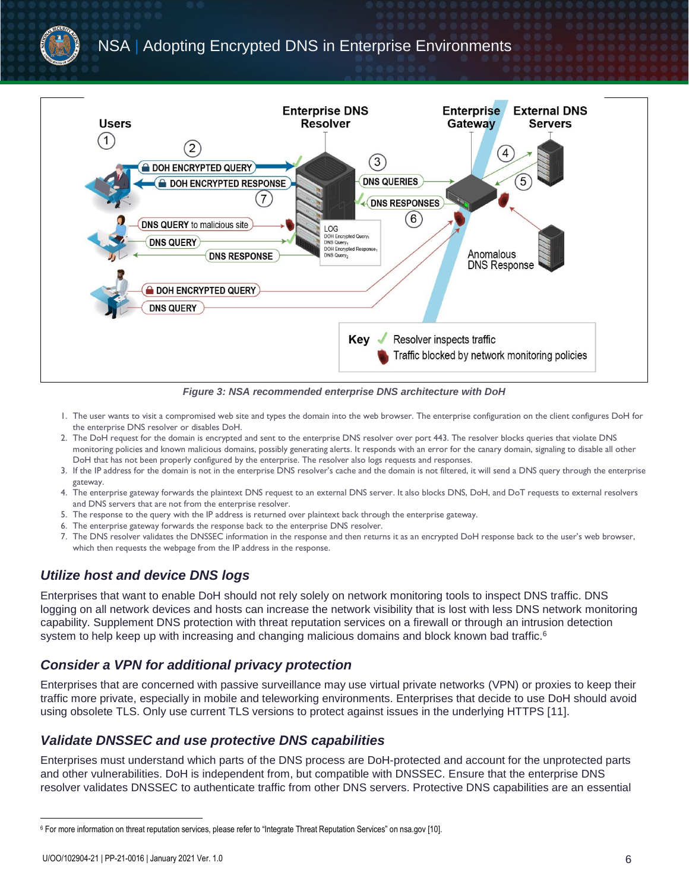*Figure 3: NSA recommended enterprise DNS architecture with DoH*

1. The user wants to visit a compromised web site and types the domain into the web browser. The enterprise configuration on the client configures DoH for the enterprise DNS resolver or disables DoH.
2. The DoH request for the domain is encrypted and sent to the enterprise DNS resolver over port 443. The resolver blocks queries that violate DNS monitoring policies and known malicious domains, possibly generating alerts. It responds with an error for the canary domain, signaling to disable all other DoH that has not been properly configured by the enterprise. The resolver also logs requests and responses.
3. If the IP address for the domain is not in the enterprise DNS resolver's cache and the domain is not filtered, it will send a DNS query through the enterprise gateway.
4. The enterprise gateway forwards the plaintext DNS request to an external DNS server. It also blocks DNS, DoH, and DoT requests to external resolvers and DNS servers that are not from the enterprise resolver.
5. The response to the query with the IP address is returned over plaintext back through the enterprise gateway.
6. The enterprise gateway forwards the response back to the enterprise DNS resolver.
7. The DNS resolver validates the DNSSEC information in the response and then returns it as an encrypted DoH response back to the user's web browser, which then requests the webpage from the IP address in the response.

### *Utilize host and device DNS logs*

Enterprises that want to enable DoH should not rely solely on network monitoring tools to inspect DNS traffic. DNS logging on all network devices and hosts can increase the network visibility that is lost with less DNS network monitoring capability. Supplement DNS protection with threat reputation services on a firewall or through an intrusion detection system to help keep up with increasing and changing malicious domains and block known bad traffic.[6]

### *Consider a VPN for additional privacy protection*

Enterprises that are concerned with passive surveillance may use virtual private networks (VPN) or proxies to keep their traffic more private, especially in mobile and teleworking environments. Enterprises that decide to use DoH should avoid using obsolete TLS. Only use current TLS versions to protect against issues in the underlying HTTPS [11].

### *Validate DNSSEC and use protective DNS capabilities*

Enterprises must understand which parts of the DNS process are DoH-protected and account for the unprotected parts and other vulnerabilities. DoH is independent from, but compatible with DNSSEC. Ensure that the enterprise DNS resolver validates DNSSEC to authenticate traffic from other DNS servers. Protective DNS capabilities are an essential

---

[6] For more information on threat reputation services, please refer to "Integrate Threat Reputation Services" on nsa.gov [10].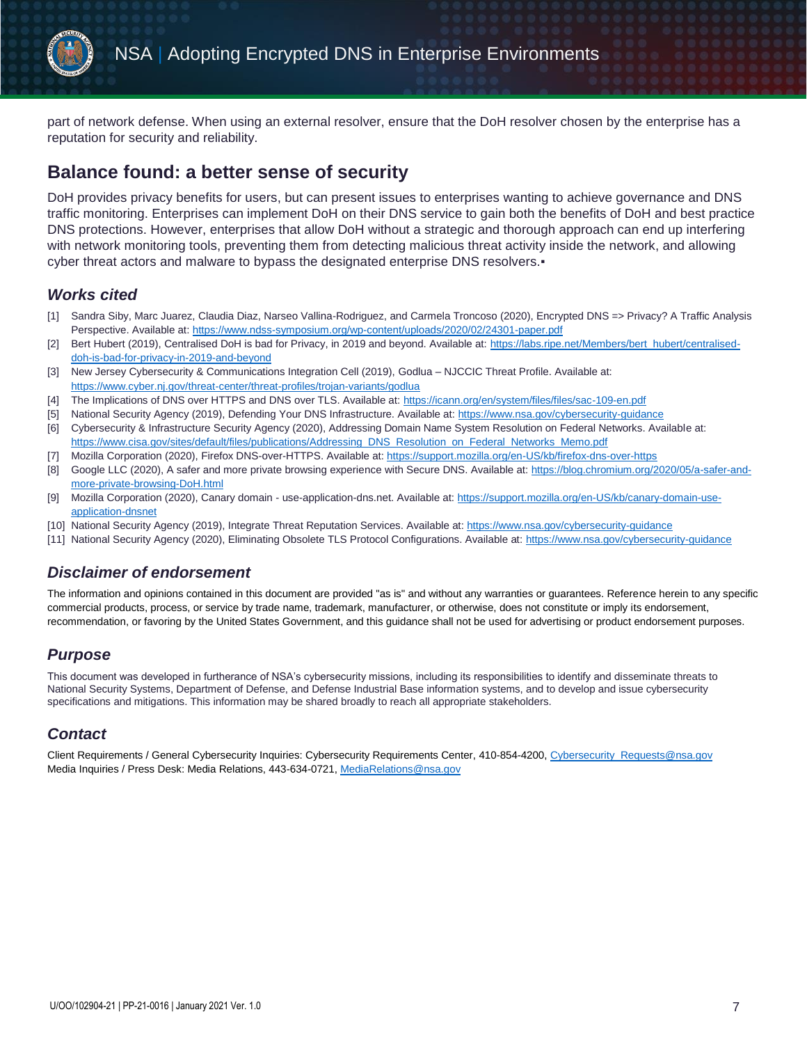part of network defense. When using an external resolver, ensure that the DoH resolver chosen by the enterprise has a reputation for security and reliability.

## Balance found: a better sense of security

DoH provides privacy benefits for users, but can present issues to enterprises wanting to achieve governance and DNS traffic monitoring. Enterprises can implement DoH on their DNS service to gain both the benefits of DoH and best practice DNS protections. However, enterprises that allow DoH without a strategic and thorough approach can end up interfering with network monitoring tools, preventing them from detecting malicious threat activity inside the network, and allowing cyber threat actors and malware to bypass the designated enterprise DNS resolvers.▪

### *Works cited*

[1] Sandra Siby, Marc Juarez, Claudia Diaz, Narseo Vallina-Rodriguez, and Carmela Troncoso (2020), Encrypted DNS => Privacy? A Traffic Analysis Perspective. Available at: https://www.ndss-symposium.org/wp-content/uploads/2020/02/24301-paper.pdf

[2] Bert Hubert (2019), Centralised DoH is bad for Privacy, in 2019 and beyond. Available at: https://labs.ripe.net/Members/bert_hubert/centralised-doh-is-bad-for-privacy-in-2019-and-beyond

[3] New Jersey Cybersecurity & Communications Integration Cell (2019), Godlua – NJCCIC Threat Profile. Available at: https://www.cyber.nj.gov/threat-center/threat-profiles/trojan-variants/godlua

[4] The Implications of DNS over HTTPS and DNS over TLS. Available at: https://icann.org/en/system/files/files/sac-109-en.pdf

[5] National Security Agency (2019), Defending Your DNS Infrastructure. Available at: https://www.nsa.gov/cybersecurity-guidance

[6] Cybersecurity & Infrastructure Security Agency (2020), Addressing Domain Name System Resolution on Federal Networks. Available at: https://www.cisa.gov/sites/default/files/publications/Addressing_DNS_Resolution_on_Federal_Networks_Memo.pdf

[7] Mozilla Corporation (2020), Firefox DNS-over-HTTPS. Available at: https://support.mozilla.org/en-US/kb/firefox-dns-over-https

[8] Google LLC (2020), A safer and more private browsing experience with Secure DNS. Available at: https://blog.chromium.org/2020/05/a-safer-and-more-private-browsing-DoH.html

[9] Mozilla Corporation (2020), Canary domain - use-application-dns.net. Available at: https://support.mozilla.org/en-US/kb/canary-domain-use-application-dnsnet

[10] National Security Agency (2019), Integrate Threat Reputation Services. Available at: https://www.nsa.gov/cybersecurity-guidance

[11] National Security Agency (2020), Eliminating Obsolete TLS Protocol Configurations. Available at: https://www.nsa.gov/cybersecurity-guidance

### *Disclaimer of endorsement*

The information and opinions contained in this document are provided "as is" and without any warranties or guarantees. Reference herein to any specific commercial products, process, or service by trade name, trademark, manufacturer, or otherwise, does not constitute or imply its endorsement, recommendation, or favoring by the United States Government, and this guidance shall not be used for advertising or product endorsement purposes.

### *Purpose*

This document was developed in furtherance of NSA's cybersecurity missions, including its responsibilities to identify and disseminate threats to National Security Systems, Department of Defense, and Defense Industrial Base information systems, and to develop and issue cybersecurity specifications and mitigations. This information may be shared broadly to reach all appropriate stakeholders.

### *Contact*

Client Requirements / General Cybersecurity Inquiries: Cybersecurity Requirements Center, 410-854-4200, Cybersecurity_Requests@nsa.gov
Media Inquiries / Press Desk: Media Relations, 443-634-0721, MediaRelations@nsa.gov